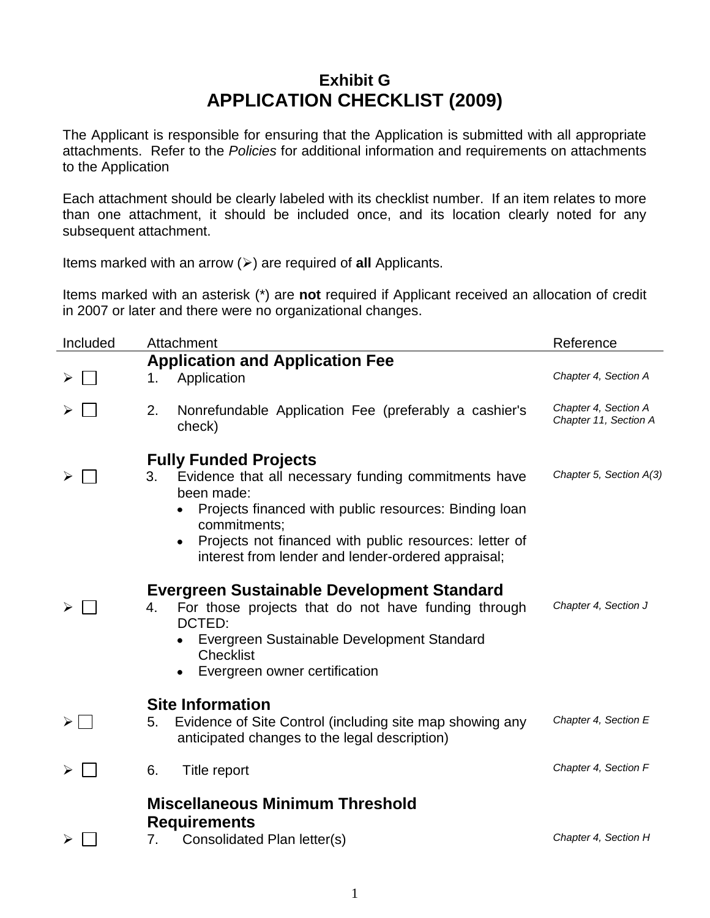# Exhibit G
# APPLICATION CHECKLIST (2009)

The Applicant is responsible for ensuring that the Application is submitted with all appropriate attachments. Refer to the *Policies* for additional information and requirements on attachments to the Application

Each attachment should be clearly labeled with its checklist number. If an item relates to more than one attachment, it should be included once, and its location clearly noted for any subsequent attachment.

Items marked with an arrow (➢) are required of **all** Applicants.

Items marked with an asterisk (*) are **not** required if Applicant received an allocation of credit in 2007 or later and there were no organizational changes.

| Included | Attachment | Reference |
|---|---|---|
| | **Application and Application Fee** | |
| ➢ ☐ | 1. Application | *Chapter 4, Section A* |
| ➢ ☐ | 2. Nonrefundable Application Fee (preferably a cashier's check) | *Chapter 4, Section A*<br>*Chapter 11, Section A* |
| | **Fully Funded Projects** | |
| ➢ ☐ | 3. Evidence that all necessary funding commitments have been made:<br>• Projects financed with public resources: Binding loan commitments;<br>• Projects not financed with public resources: letter of interest from lender and lender-ordered appraisal; | *Chapter 5, Section A(3)* |
| | **Evergreen Sustainable Development Standard** | |
| ➢ ☐ | 4. For those projects that do not have funding through DCTED:<br>• Evergreen Sustainable Development Standard Checklist<br>• Evergreen owner certification | *Chapter 4, Section J* |
| | **Site Information** | |
| ➢ ☐ | 5. Evidence of Site Control (including site map showing any anticipated changes to the legal description) | *Chapter 4, Section E* |
| ➢ ☐ | 6. Title report | *Chapter 4, Section F* |
| | **Miscellaneous Minimum Threshold Requirements** | |
| ➢ ☐ | 7. Consolidated Plan letter(s) | *Chapter 4, Section H* |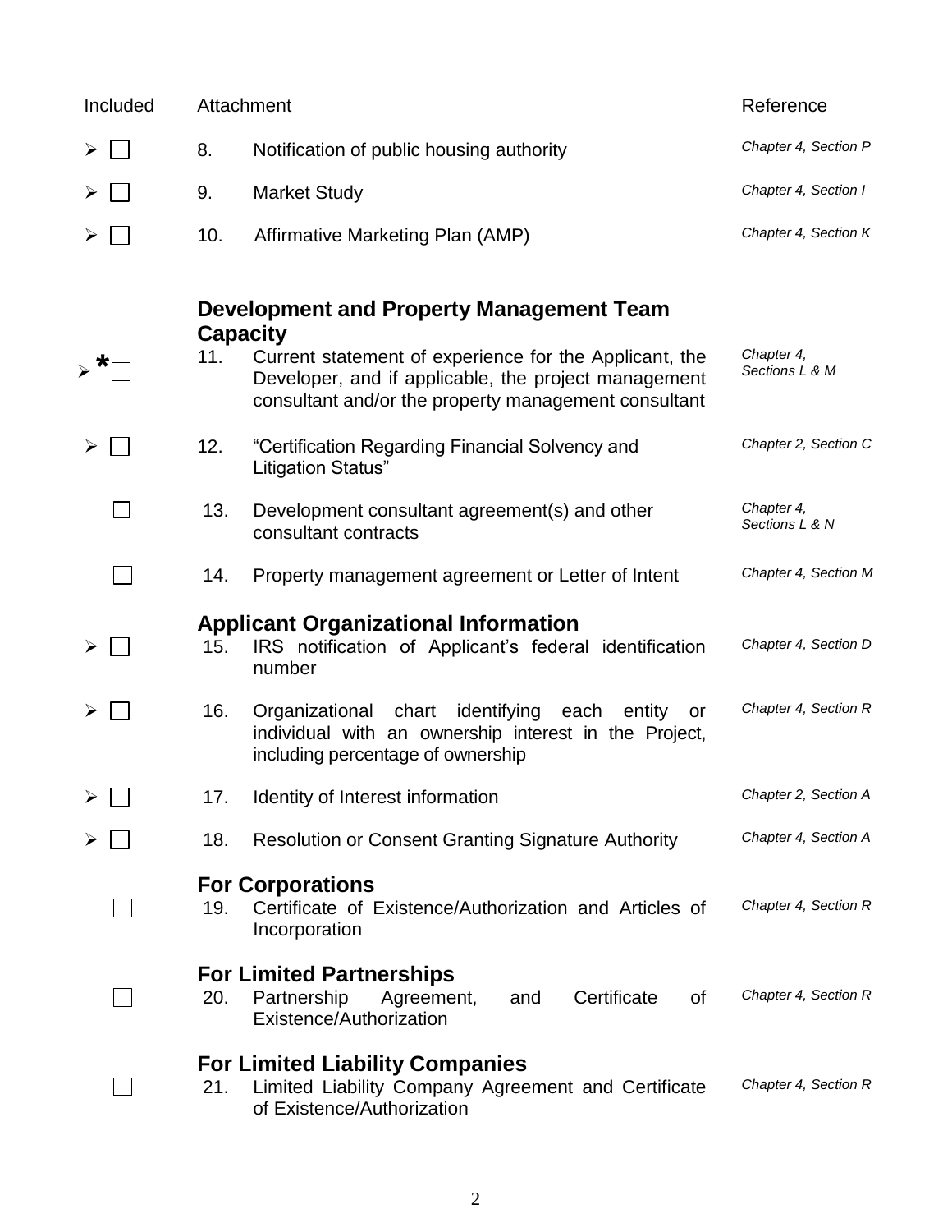| Included | Attachment | | Reference |
|---|---|---|---|
| ➢ ☐ | 8. | Notification of public housing authority | *Chapter 4, Section P* |
| ➢ ☐ | 9. | Market Study | *Chapter 4, Section I* |
| ➢ ☐ | 10. | Affirmative Marketing Plan (AMP) | *Chapter 4, Section K* |
| | | **Development and Property Management Team Capacity** | |
| ➢ * ☐ | 11. | Current statement of experience for the Applicant, the Developer, and if applicable, the project management consultant and/or the property management consultant | *Chapter 4, Sections L & M* |
| ➢ ☐ | 12. | "Certification Regarding Financial Solvency and Litigation Status" | *Chapter 2, Section C* |
| ☐ | 13. | Development consultant agreement(s) and other consultant contracts | *Chapter 4, Sections L & N* |
| ☐ | 14. | Property management agreement or Letter of Intent | *Chapter 4, Section M* |
| | | **Applicant Organizational Information** | |
| ➢ ☐ | 15. | IRS notification of Applicant's federal identification number | *Chapter 4, Section D* |
| ➢ ☐ | 16. | Organizational chart identifying each entity or individual with an ownership interest in the Project, including percentage of ownership | *Chapter 4, Section R* |
| ➢ ☐ | 17. | Identity of Interest information | *Chapter 2, Section A* |
| ➢ ☐ | 18. | Resolution or Consent Granting Signature Authority | *Chapter 4, Section A* |
| | | **For Corporations** | |
| ☐ | 19. | Certificate of Existence/Authorization and Articles of Incorporation | *Chapter 4, Section R* |
| | | **For Limited Partnerships** | |
| ☐ | 20. | Partnership Agreement, and Certificate of Existence/Authorization | *Chapter 4, Section R* |
| | | **For Limited Liability Companies** | |
| ☐ | 21. | Limited Liability Company Agreement and Certificate of Existence/Authorization | *Chapter 4, Section R* |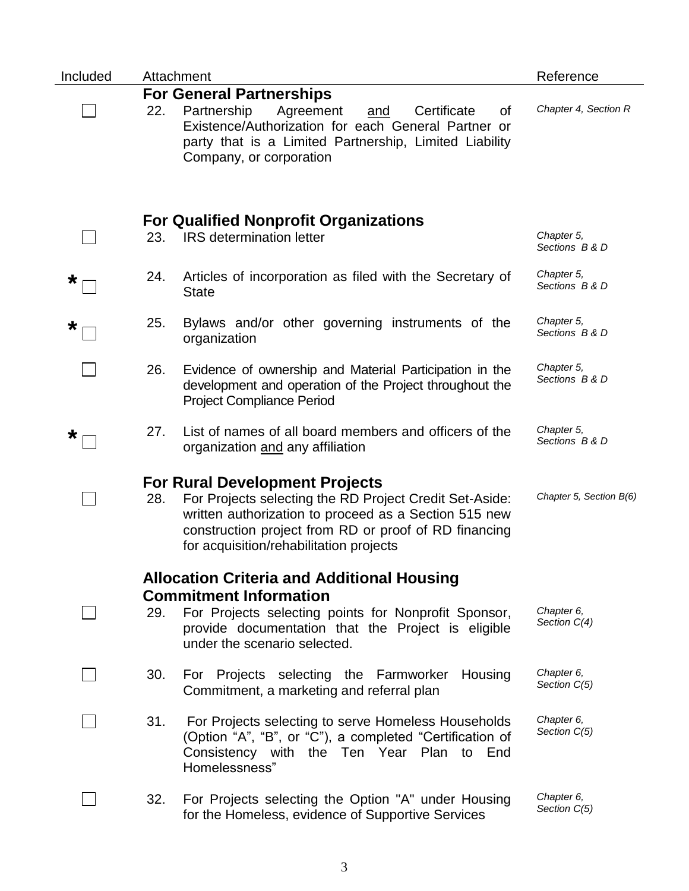| Included | Attachment | Reference |
|---|---|---|
| | **For General Partnerships** | |
| ☐ | 22. Partnership Agreement <u>and</u> Certificate of Existence/Authorization for each General Partner or party that is a Limited Partnership, Limited Liability Company, or corporation | *Chapter 4, Section R* |
| | **For Qualified Nonprofit Organizations** | |
| ☐ | 23. IRS determination letter | *Chapter 5, Sections B & D* |
| * ☐ | 24. Articles of incorporation as filed with the Secretary of State | *Chapter 5, Sections B & D* |
| * ☐ | 25. Bylaws and/or other governing instruments of the organization | *Chapter 5, Sections B & D* |
| ☐ | 26. Evidence of ownership and Material Participation in the development and operation of the Project throughout the Project Compliance Period | *Chapter 5, Sections B & D* |
| * ☐ | 27. List of names of all board members and officers of the organization <u>and</u> any affiliation | *Chapter 5, Sections B & D* |
| | **For Rural Development Projects** | |
| ☐ | 28. For Projects selecting the RD Project Credit Set-Aside: written authorization to proceed as a Section 515 new construction project from RD or proof of RD financing for acquisition/rehabilitation projects | *Chapter 5, Section B(6)* |
| | **Allocation Criteria and Additional Housing Commitment Information** | |
| ☐ | 29. For Projects selecting points for Nonprofit Sponsor, provide documentation that the Project is eligible under the scenario selected. | *Chapter 6, Section C(4)* |
| ☐ | 30. For Projects selecting the Farmworker Housing Commitment, a marketing and referral plan | *Chapter 6, Section C(5)* |
| ☐ | 31. For Projects selecting to serve Homeless Households (Option "A", "B", or "C"), a completed "Certification of Consistency with the Ten Year Plan to End Homelessness" | *Chapter 6, Section C(5)* |
| ☐ | 32. For Projects selecting the Option "A" under Housing for the Homeless, evidence of Supportive Services | *Chapter 6, Section C(5)* |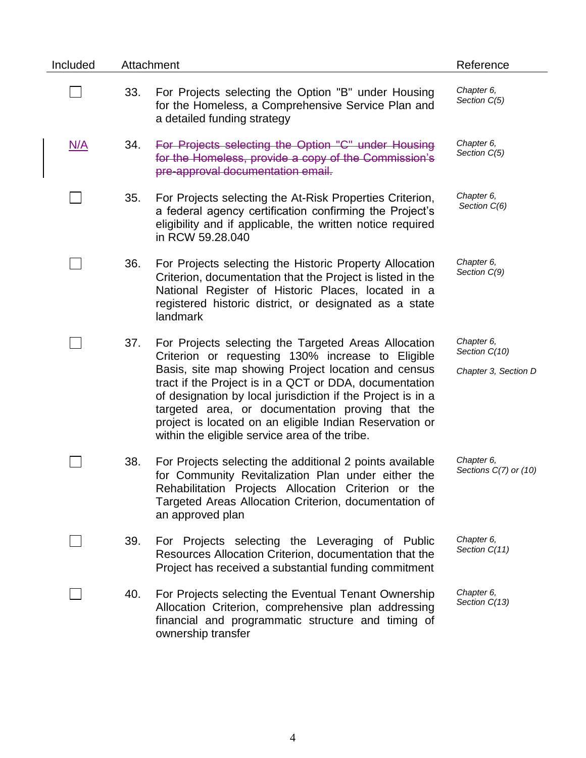| Included | Attachment | | Reference |
|---|---|---|---|
| ☐ | 33. | For Projects selecting the Option "B" under Housing for the Homeless, a Comprehensive Service Plan and a detailed funding strategy | *Chapter 6, Section C(5)* |
| N/A | 34. | ~~For Projects selecting the Option "C" under Housing for the Homeless, provide a copy of the Commission's pre-approval documentation email.~~ | *Chapter 6, Section C(5)* |
| ☐ | 35. | For Projects selecting the At-Risk Properties Criterion, a federal agency certification confirming the Project's eligibility and if applicable, the written notice required in RCW 59.28.040 | *Chapter 6, Section C(6)* |
| ☐ | 36. | For Projects selecting the Historic Property Allocation Criterion, documentation that the Project is listed in the National Register of Historic Places, located in a registered historic district, or designated as a state landmark | *Chapter 6, Section C(9)* |
| ☐ | 37. | For Projects selecting the Targeted Areas Allocation Criterion or requesting 130% increase to Eligible Basis, site map showing Project location and census tract if the Project is in a QCT or DDA, documentation of designation by local jurisdiction if the Project is in a targeted area, or documentation proving that the project is located on an eligible Indian Reservation or within the eligible service area of the tribe. | *Chapter 6, Section C(10)*<br>*Chapter 3, Section D* |
| ☐ | 38. | For Projects selecting the additional 2 points available for Community Revitalization Plan under either the Rehabilitation Projects Allocation Criterion or the Targeted Areas Allocation Criterion, documentation of an approved plan | *Chapter 6, Sections C(7) or (10)* |
| ☐ | 39. | For Projects selecting the Leveraging of Public Resources Allocation Criterion, documentation that the Project has received a substantial funding commitment | *Chapter 6, Section C(11)* |
| ☐ | 40. | For Projects selecting the Eventual Tenant Ownership Allocation Criterion, comprehensive plan addressing financial and programmatic structure and timing of ownership transfer | *Chapter 6, Section C(13)* |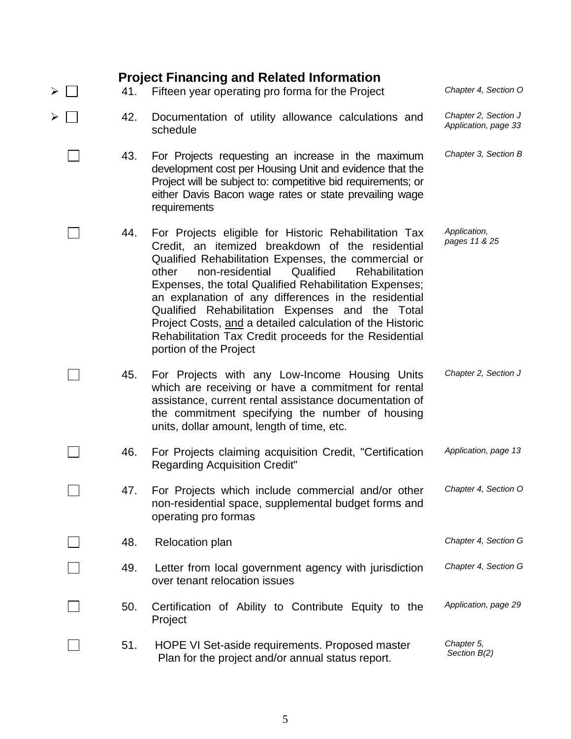## Project Financing and Related Information

| | | Item | Reference |
|---|---|---|---|
| ➢ ☐ | 41. | Fifteen year operating pro forma for the Project | *Chapter 4, Section O* |
| ➢ ☐ | 42. | Documentation of utility allowance calculations and schedule | *Chapter 2, Section J Application, page 33* |
| ☐ | 43. | For Projects requesting an increase in the maximum development cost per Housing Unit and evidence that the Project will be subject to: competitive bid requirements; or either Davis Bacon wage rates or state prevailing wage requirements | *Chapter 3, Section B* |
| ☐ | 44. | For Projects eligible for Historic Rehabilitation Tax Credit, an itemized breakdown of the residential Qualified Rehabilitation Expenses, the commercial or other non-residential Qualified Rehabilitation Expenses, the total Qualified Rehabilitation Expenses; an explanation of any differences in the residential Qualified Rehabilitation Expenses and the Total Project Costs, and a detailed calculation of the Historic Rehabilitation Tax Credit proceeds for the Residential portion of the Project | *Application, pages 11 & 25* |
| ☐ | 45. | For Projects with any Low-Income Housing Units which are receiving or have a commitment for rental assistance, current rental assistance documentation of the commitment specifying the number of housing units, dollar amount, length of time, etc. | *Chapter 2, Section J* |
| ☐ | 46. | For Projects claiming acquisition Credit, "Certification Regarding Acquisition Credit" | *Application, page 13* |
| ☐ | 47. | For Projects which include commercial and/or other non-residential space, supplemental budget forms and operating pro formas | *Chapter 4, Section O* |
| ☐ | 48. | Relocation plan | *Chapter 4, Section G* |
| ☐ | 49. | Letter from local government agency with jurisdiction over tenant relocation issues | *Chapter 4, Section G* |
| ☐ | 50. | Certification of Ability to Contribute Equity to the Project | *Application, page 29* |
| ☐ | 51. | HOPE VI Set-aside requirements. Proposed master Plan for the project and/or annual status report. | *Chapter 5, Section B(2)* |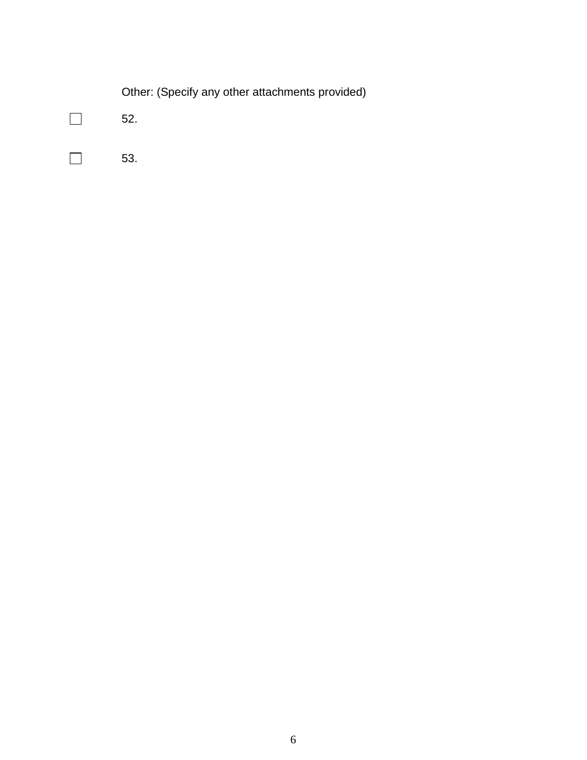Other: (Specify any other attachments provided)

☐ 52.

☐ 53.